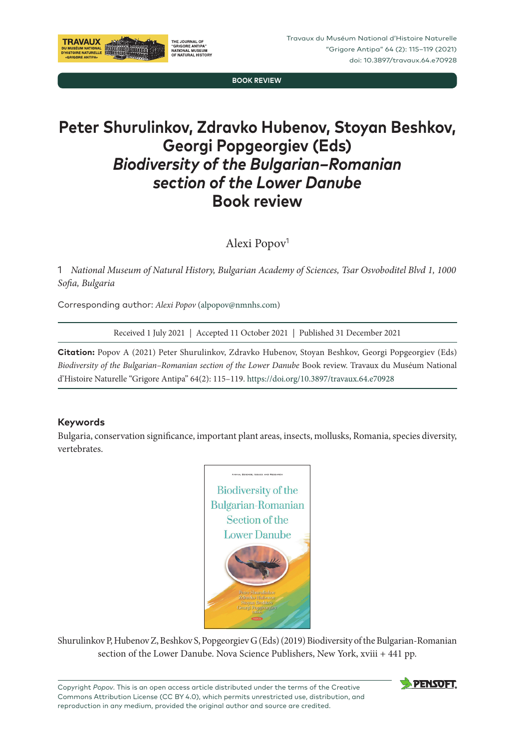BOOK REVIEW

# Peter Shurulinkov, Zdravko Hubenov, Stoyan Beshkov, Georgi Popgeorgiev (Eds) *Biodiversity of the Bulgarian–Romanian section of the Lower Danube* Book review

Alexi Popov[1]

1 *National Museum of Natural History, Bulgarian Academy of Sciences, Tsar Osvoboditel Blvd 1, 1000 Sofia, Bulgaria*

Corresponding author: *Alexi Popov* (alpopov@nmnhs.com)

Received 1 July 2021 | Accepted 11 October 2021 | Published 31 December 2021

**Citation:** Popov A (2021) Peter Shurulinkov, Zdravko Hubenov, Stoyan Beshkov, Georgi Popgeorgiev (Eds) *Biodiversity of the Bulgarian–Romanian section of the Lower Danube* Book review. Travaux du Muséum National d'Histoire Naturelle "Grigore Antipa" 64(2): 115–119. https://doi.org/10.3897/travaux.64.e70928

## Keywords

Bulgaria, conservation significance, important plant areas, insects, mollusks, Romania, species diversity, vertebrates.

Shurulinkov P, Hubenov Z, Beshkov S, Popgeorgiev G (Eds) (2019) Biodiversity of the Bulgarian-Romanian section of the Lower Danube. Nova Science Publishers, New York, xviii + 441 pp.

Copyright *Popov*. This is an open access article distributed under the terms of the Creative Commons Attribution License (CC BY 4.0), which permits unrestricted use, distribution, and reproduction in any medium, provided the original author and source are credited.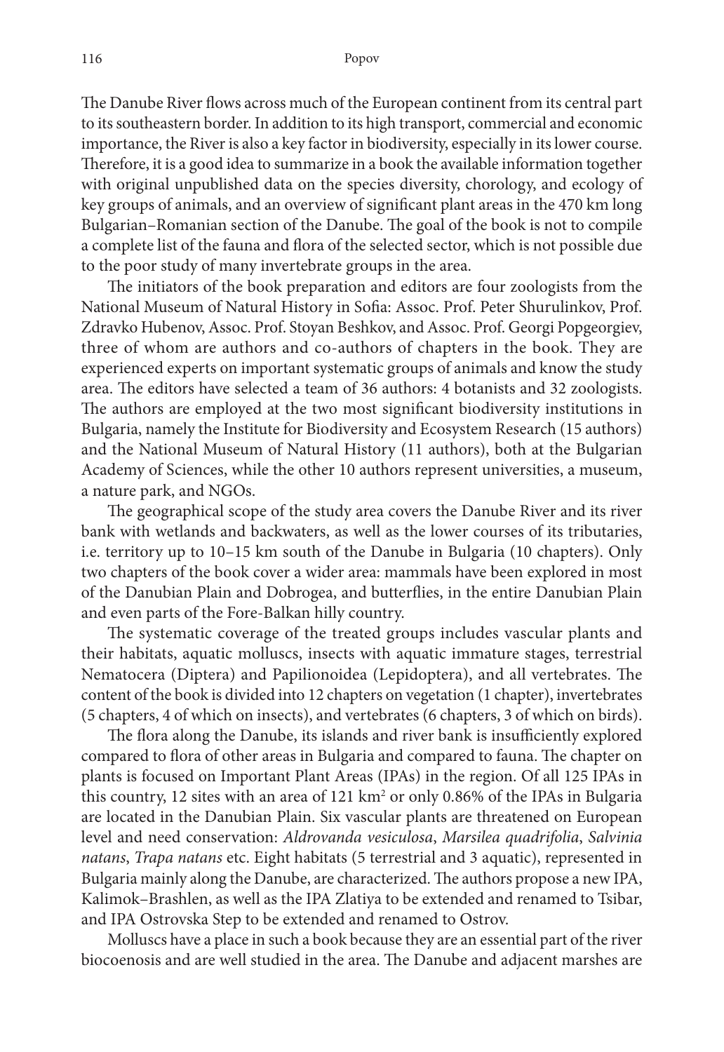The Danube River flows across much of the European continent from its central part to its southeastern border. In addition to its high transport, commercial and economic importance, the River is also a key factor in biodiversity, especially in its lower course. Therefore, it is a good idea to summarize in a book the available information together with original unpublished data on the species diversity, chorology, and ecology of key groups of animals, and an overview of significant plant areas in the 470 km long Bulgarian–Romanian section of the Danube. The goal of the book is not to compile a complete list of the fauna and flora of the selected sector, which is not possible due to the poor study of many invertebrate groups in the area.

The initiators of the book preparation and editors are four zoologists from the National Museum of Natural History in Sofia: Assoc. Prof. Peter Shurulinkov, Prof. Zdravko Hubenov, Assoc. Prof. Stoyan Beshkov, and Assoc. Prof. Georgi Popgeorgiev, three of whom are authors and co-authors of chapters in the book. They are experienced experts on important systematic groups of animals and know the study area. The editors have selected a team of 36 authors: 4 botanists and 32 zoologists. The authors are employed at the two most significant biodiversity institutions in Bulgaria, namely the Institute for Biodiversity and Ecosystem Research (15 authors) and the National Museum of Natural History (11 authors), both at the Bulgarian Academy of Sciences, while the other 10 authors represent universities, a museum, a nature park, and NGOs.

The geographical scope of the study area covers the Danube River and its river bank with wetlands and backwaters, as well as the lower courses of its tributaries, i.e. territory up to 10–15 km south of the Danube in Bulgaria (10 chapters). Only two chapters of the book cover a wider area: mammals have been explored in most of the Danubian Plain and Dobrogea, and butterflies, in the entire Danubian Plain and even parts of the Fore-Balkan hilly country.

The systematic coverage of the treated groups includes vascular plants and their habitats, aquatic molluscs, insects with aquatic immature stages, terrestrial Nematocera (Diptera) and Papilionoidea (Lepidoptera), and all vertebrates. The content of the book is divided into 12 chapters on vegetation (1 chapter), invertebrates (5 chapters, 4 of which on insects), and vertebrates (6 chapters, 3 of which on birds).

The flora along the Danube, its islands and river bank is insufficiently explored compared to flora of other areas in Bulgaria and compared to fauna. The chapter on plants is focused on Important Plant Areas (IPAs) in the region. Of all 125 IPAs in this country, 12 sites with an area of 121 km$^2$ or only 0.86% of the IPAs in Bulgaria are located in the Danubian Plain. Six vascular plants are threatened on European level and need conservation: *Aldrovanda vesiculosa*, *Marsilea quadrifolia*, *Salvinia natans*, *Trapa natans* etc. Eight habitats (5 terrestrial and 3 aquatic), represented in Bulgaria mainly along the Danube, are characterized. The authors propose a new IPA, Kalimok–Brashlen, as well as the IPA Zlatiya to be extended and renamed to Tsibar, and IPA Ostrovska Step to be extended and renamed to Ostrov.

Molluscs have a place in such a book because they are an essential part of the river biocoenosis and are well studied in the area. The Danube and adjacent marshes are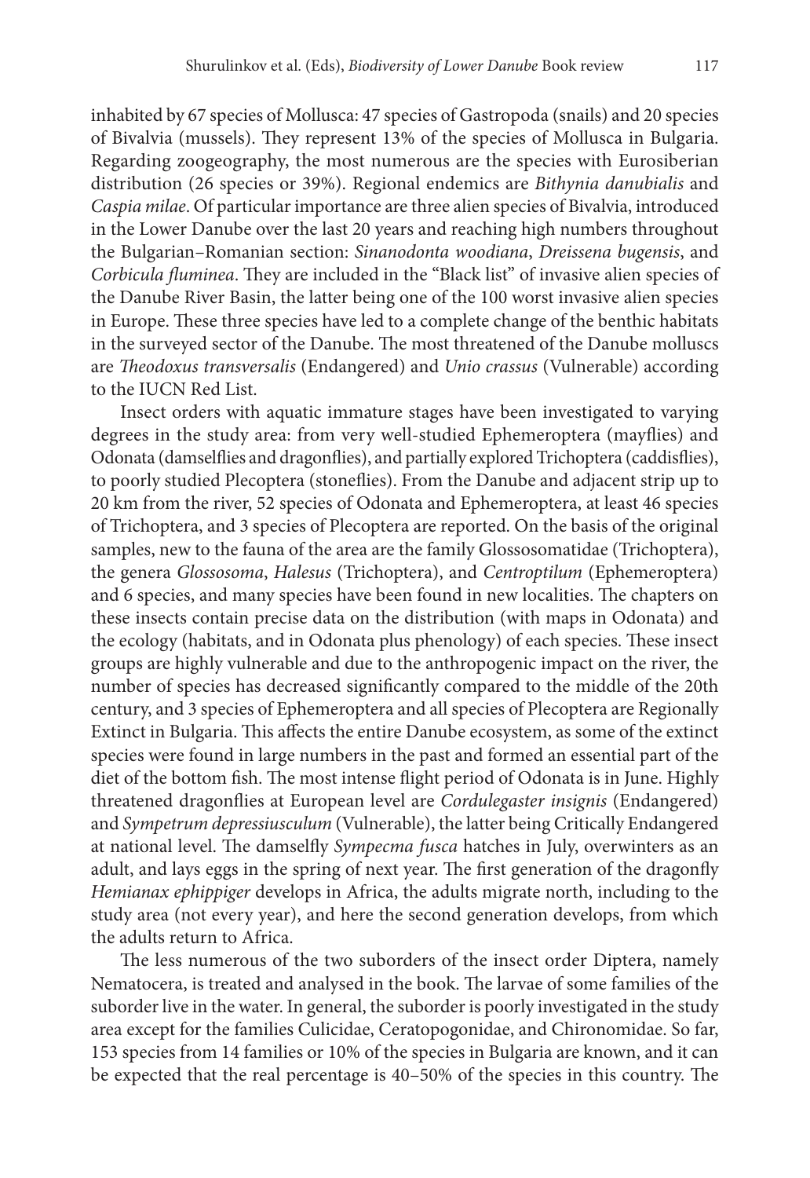inhabited by 67 species of Mollusca: 47 species of Gastropoda (snails) and 20 species of Bivalvia (mussels). They represent 13% of the species of Mollusca in Bulgaria. Regarding zoogeography, the most numerous are the species with Eurosiberian distribution (26 species or 39%). Regional endemics are *Bithynia danubialis* and *Caspia milae*. Of particular importance are three alien species of Bivalvia, introduced in the Lower Danube over the last 20 years and reaching high numbers throughout the Bulgarian–Romanian section: *Sinanodonta woodiana*, *Dreissena bugensis*, and *Corbicula fluminea*. They are included in the "Black list" of invasive alien species of the Danube River Basin, the latter being one of the 100 worst invasive alien species in Europe. These three species have led to a complete change of the benthic habitats in the surveyed sector of the Danube. The most threatened of the Danube molluscs are *Theodoxus transversalis* (Endangered) and *Unio crassus* (Vulnerable) according to the IUCN Red List.

Insect orders with aquatic immature stages have been investigated to varying degrees in the study area: from very well-studied Ephemeroptera (mayflies) and Odonata (damselflies and dragonflies), and partially explored Trichoptera (caddisflies), to poorly studied Plecoptera (stoneflies). From the Danube and adjacent strip up to 20 km from the river, 52 species of Odonata and Ephemeroptera, at least 46 species of Trichoptera, and 3 species of Plecoptera are reported. On the basis of the original samples, new to the fauna of the area are the family Glossosomatidae (Trichoptera), the genera *Glossosoma*, *Halesus* (Trichoptera), and *Centroptilum* (Ephemeroptera) and 6 species, and many species have been found in new localities. The chapters on these insects contain precise data on the distribution (with maps in Odonata) and the ecology (habitats, and in Odonata plus phenology) of each species. These insect groups are highly vulnerable and due to the anthropogenic impact on the river, the number of species has decreased significantly compared to the middle of the 20th century, and 3 species of Ephemeroptera and all species of Plecoptera are Regionally Extinct in Bulgaria. This affects the entire Danube ecosystem, as some of the extinct species were found in large numbers in the past and formed an essential part of the diet of the bottom fish. The most intense flight period of Odonata is in June. Highly threatened dragonflies at European level are *Cordulegaster insignis* (Endangered) and *Sympetrum depressiusculum* (Vulnerable), the latter being Critically Endangered at national level. The damselfly *Sympecma fusca* hatches in July, overwinters as an adult, and lays eggs in the spring of next year. The first generation of the dragonfly *Hemianax ephippiger* develops in Africa, the adults migrate north, including to the study area (not every year), and here the second generation develops, from which the adults return to Africa.

The less numerous of the two suborders of the insect order Diptera, namely Nematocera, is treated and analysed in the book. The larvae of some families of the suborder live in the water. In general, the suborder is poorly investigated in the study area except for the families Culicidae, Ceratopogonidae, and Chironomidae. So far, 153 species from 14 families or 10% of the species in Bulgaria are known, and it can be expected that the real percentage is 40–50% of the species in this country. The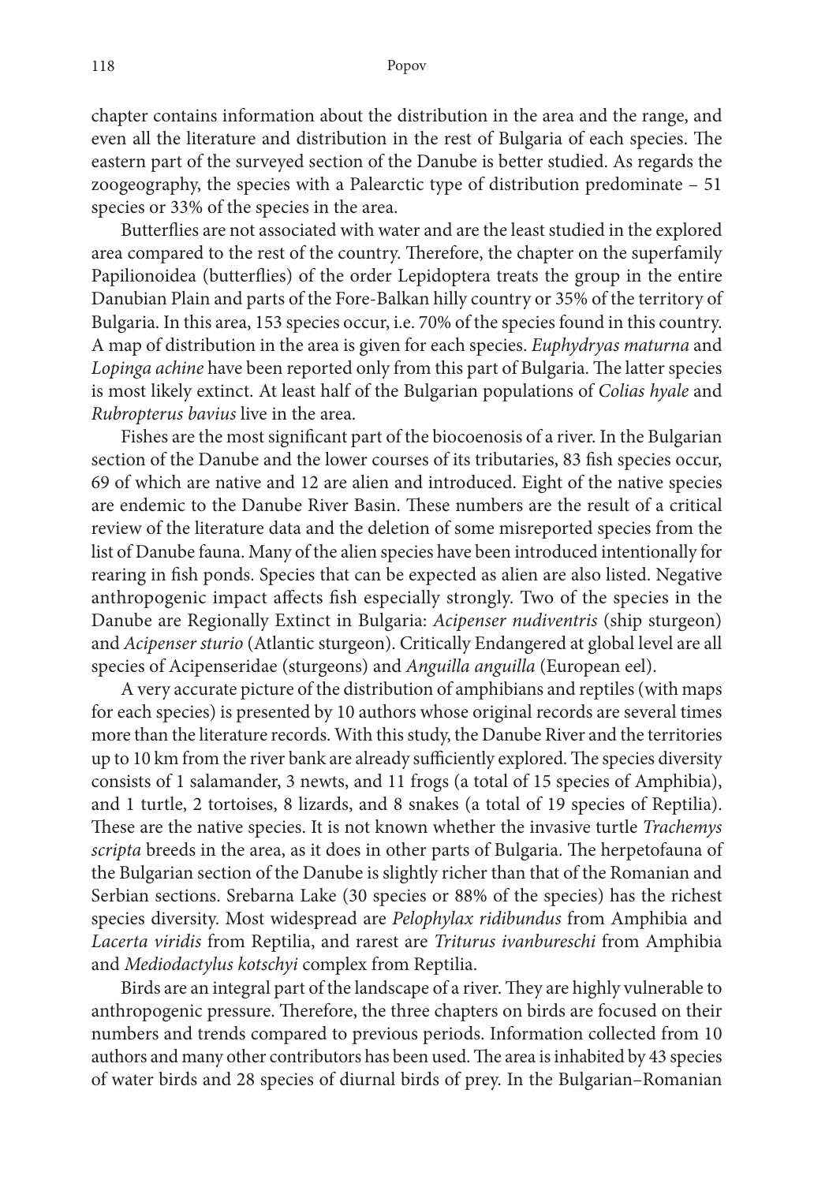chapter contains information about the distribution in the area and the range, and even all the literature and distribution in the rest of Bulgaria of each species. The eastern part of the surveyed section of the Danube is better studied. As regards the zoogeography, the species with a Palearctic type of distribution predominate – 51 species or 33% of the species in the area.

Butterflies are not associated with water and are the least studied in the explored area compared to the rest of the country. Therefore, the chapter on the superfamily Papilionoidea (butterflies) of the order Lepidoptera treats the group in the entire Danubian Plain and parts of the Fore-Balkan hilly country or 35% of the territory of Bulgaria. In this area, 153 species occur, i.e. 70% of the species found in this country. A map of distribution in the area is given for each species. *Euphydryas maturna* and *Lopinga achine* have been reported only from this part of Bulgaria. The latter species is most likely extinct. At least half of the Bulgarian populations of *Colias hyale* and *Rubropterus bavius* live in the area.

Fishes are the most significant part of the biocoenosis of a river. In the Bulgarian section of the Danube and the lower courses of its tributaries, 83 fish species occur, 69 of which are native and 12 are alien and introduced. Eight of the native species are endemic to the Danube River Basin. These numbers are the result of a critical review of the literature data and the deletion of some misreported species from the list of Danube fauna. Many of the alien species have been introduced intentionally for rearing in fish ponds. Species that can be expected as alien are also listed. Negative anthropogenic impact affects fish especially strongly. Two of the species in the Danube are Regionally Extinct in Bulgaria: *Acipenser nudiventris* (ship sturgeon) and *Acipenser sturio* (Atlantic sturgeon). Critically Endangered at global level are all species of Acipenseridae (sturgeons) and *Anguilla anguilla* (European eel).

A very accurate picture of the distribution of amphibians and reptiles (with maps for each species) is presented by 10 authors whose original records are several times more than the literature records. With this study, the Danube River and the territories up to 10 km from the river bank are already sufficiently explored. The species diversity consists of 1 salamander, 3 newts, and 11 frogs (a total of 15 species of Amphibia), and 1 turtle, 2 tortoises, 8 lizards, and 8 snakes (a total of 19 species of Reptilia). These are the native species. It is not known whether the invasive turtle *Trachemys scripta* breeds in the area, as it does in other parts of Bulgaria. The herpetofauna of the Bulgarian section of the Danube is slightly richer than that of the Romanian and Serbian sections. Srebarna Lake (30 species or 88% of the species) has the richest species diversity. Most widespread are *Pelophylax ridibundus* from Amphibia and *Lacerta viridis* from Reptilia, and rarest are *Triturus ivanbureschi* from Amphibia and *Mediodactylus kotschyi* complex from Reptilia.

Birds are an integral part of the landscape of a river. They are highly vulnerable to anthropogenic pressure. Therefore, the three chapters on birds are focused on their numbers and trends compared to previous periods. Information collected from 10 authors and many other contributors has been used. The area is inhabited by 43 species of water birds and 28 species of diurnal birds of prey. In the Bulgarian–Romanian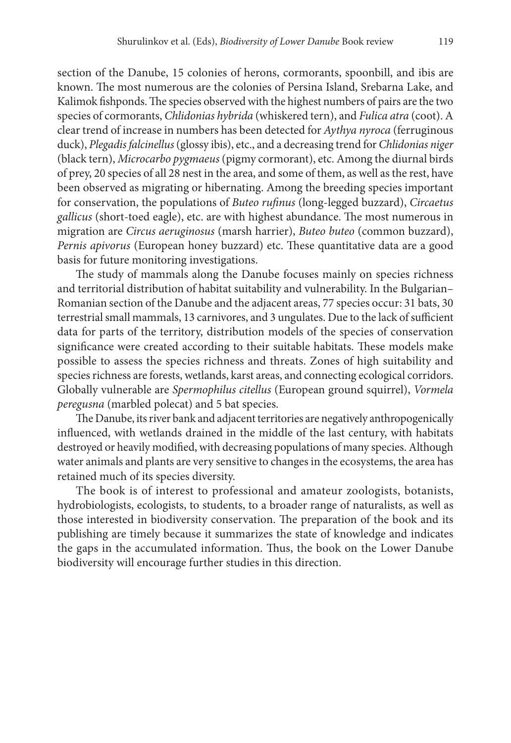section of the Danube, 15 colonies of herons, cormorants, spoonbill, and ibis are known. The most numerous are the colonies of Persina Island, Srebarna Lake, and Kalimok fishponds. The species observed with the highest numbers of pairs are the two species of cormorants, *Chlidonias hybrida* (whiskered tern), and *Fulica atra* (coot). A clear trend of increase in numbers has been detected for *Aythya nyroca* (ferruginous duck), *Plegadis falcinellus* (glossy ibis), etc., and a decreasing trend for *Chlidonias niger* (black tern), *Microcarbo pygmaeus* (pigmy cormorant), etc. Among the diurnal birds of prey, 20 species of all 28 nest in the area, and some of them, as well as the rest, have been observed as migrating or hibernating. Among the breeding species important for conservation, the populations of *Buteo rufinus* (long-legged buzzard), *Circaetus gallicus* (short-toed eagle), etc. are with highest abundance. The most numerous in migration are *Circus aeruginosus* (marsh harrier), *Buteo buteo* (common buzzard), *Pernis apivorus* (European honey buzzard) etc. These quantitative data are a good basis for future monitoring investigations.

The study of mammals along the Danube focuses mainly on species richness and territorial distribution of habitat suitability and vulnerability. In the Bulgarian–Romanian section of the Danube and the adjacent areas, 77 species occur: 31 bats, 30 terrestrial small mammals, 13 carnivores, and 3 ungulates. Due to the lack of sufficient data for parts of the territory, distribution models of the species of conservation significance were created according to their suitable habitats. These models make possible to assess the species richness and threats. Zones of high suitability and species richness are forests, wetlands, karst areas, and connecting ecological corridors. Globally vulnerable are *Spermophilus citellus* (European ground squirrel), *Vormela peregusna* (marbled polecat) and 5 bat species.

The Danube, its river bank and adjacent territories are negatively anthropogenically influenced, with wetlands drained in the middle of the last century, with habitats destroyed or heavily modified, with decreasing populations of many species. Although water animals and plants are very sensitive to changes in the ecosystems, the area has retained much of its species diversity.

The book is of interest to professional and amateur zoologists, botanists, hydrobiologists, ecologists, to students, to a broader range of naturalists, as well as those interested in biodiversity conservation. The preparation of the book and its publishing are timely because it summarizes the state of knowledge and indicates the gaps in the accumulated information. Thus, the book on the Lower Danube biodiversity will encourage further studies in this direction.